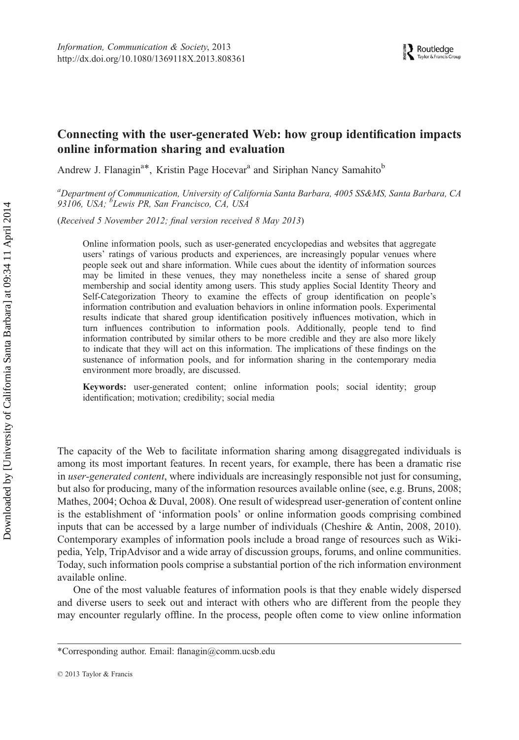*Information, Communication & Society*, 2013
http://dx.doi.org/10.1080/1369118X.2013.808361

# Connecting with the user-generated Web: how group identification impacts online information sharing and evaluation

Andrew J. Flanagin[a]*, Kristin Page Hocevar[a] and Siriphan Nancy Samahito[b]

[a]*Department of Communication, University of California Santa Barbara, 4005 SS&MS, Santa Barbara, CA 93106, USA;* [b]*Lewis PR, San Francisco, CA, USA*

(*Received 5 November 2012; final version received 8 May 2013*)

Online information pools, such as user-generated encyclopedias and websites that aggregate users' ratings of various products and experiences, are increasingly popular venues where people seek out and share information. While cues about the identity of information sources may be limited in these venues, they may nonetheless incite a sense of shared group membership and social identity among users. This study applies Social Identity Theory and Self-Categorization Theory to examine the effects of group identification on people's information contribution and evaluation behaviors in online information pools. Experimental results indicate that shared group identification positively influences motivation, which in turn influences contribution to information pools. Additionally, people tend to find information contributed by similar others to be more credible and they are also more likely to indicate that they will act on this information. The implications of these findings on the sustenance of information pools, and for information sharing in the contemporary media environment more broadly, are discussed.

**Keywords:** user-generated content; online information pools; social identity; group identification; motivation; credibility; social media

The capacity of the Web to facilitate information sharing among disaggregated individuals is among its most important features. In recent years, for example, there has been a dramatic rise in *user-generated content*, where individuals are increasingly responsible not just for consuming, but also for producing, many of the information resources available online (see, e.g. Bruns, 2008; Mathes, 2004; Ochoa & Duval, 2008). One result of widespread user-generation of content online is the establishment of 'information pools' or online information goods comprising combined inputs that can be accessed by a large number of individuals (Cheshire & Antin, 2008, 2010). Contemporary examples of information pools include a broad range of resources such as Wikipedia, Yelp, TripAdvisor and a wide array of discussion groups, forums, and online communities. Today, such information pools comprise a substantial portion of the rich information environment available online.

One of the most valuable features of information pools is that they enable widely dispersed and diverse users to seek out and interact with others who are different from the people they may encounter regularly offline. In the process, people often come to view online information

*Corresponding author. Email: flanagin@comm.ucsb.edu

© 2013 Taylor & Francis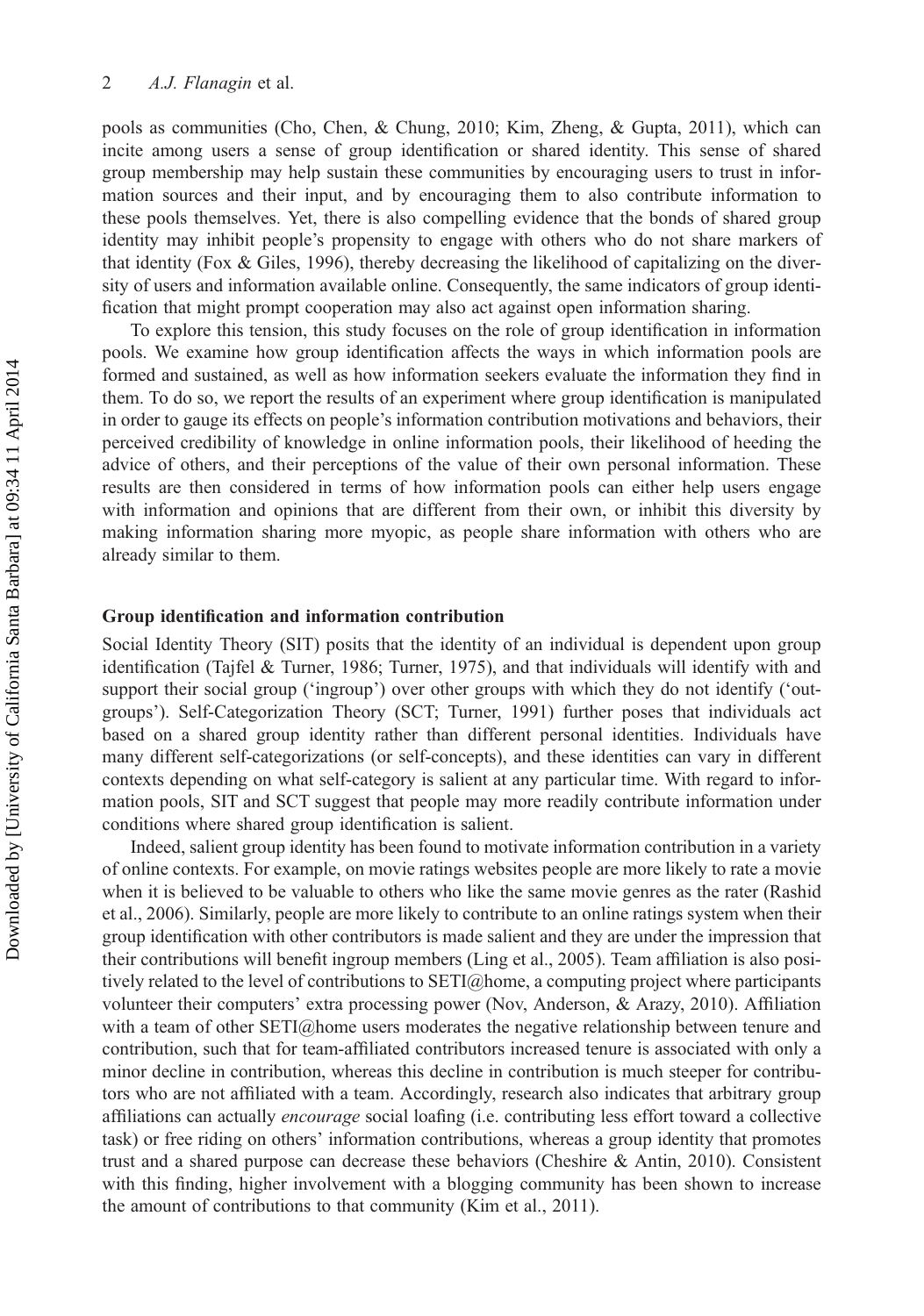pools as communities (Cho, Chen, & Chung, 2010; Kim, Zheng, & Gupta, 2011), which can incite among users a sense of group identification or shared identity. This sense of shared group membership may help sustain these communities by encouraging users to trust in information sources and their input, and by encouraging them to also contribute information to these pools themselves. Yet, there is also compelling evidence that the bonds of shared group identity may inhibit people's propensity to engage with others who do not share markers of that identity (Fox & Giles, 1996), thereby decreasing the likelihood of capitalizing on the diversity of users and information available online. Consequently, the same indicators of group identification that might prompt cooperation may also act against open information sharing.

To explore this tension, this study focuses on the role of group identification in information pools. We examine how group identification affects the ways in which information pools are formed and sustained, as well as how information seekers evaluate the information they find in them. To do so, we report the results of an experiment where group identification is manipulated in order to gauge its effects on people's information contribution motivations and behaviors, their perceived credibility of knowledge in online information pools, their likelihood of heeding the advice of others, and their perceptions of the value of their own personal information. These results are then considered in terms of how information pools can either help users engage with information and opinions that are different from their own, or inhibit this diversity by making information sharing more myopic, as people share information with others who are already similar to them.

### Group identification and information contribution

Social Identity Theory (SIT) posits that the identity of an individual is dependent upon group identification (Tajfel & Turner, 1986; Turner, 1975), and that individuals will identify with and support their social group ('ingroup') over other groups with which they do not identify ('outgroups'). Self-Categorization Theory (SCT; Turner, 1991) further poses that individuals act based on a shared group identity rather than different personal identities. Individuals have many different self-categorizations (or self-concepts), and these identities can vary in different contexts depending on what self-category is salient at any particular time. With regard to information pools, SIT and SCT suggest that people may more readily contribute information under conditions where shared group identification is salient.

Indeed, salient group identity has been found to motivate information contribution in a variety of online contexts. For example, on movie ratings websites people are more likely to rate a movie when it is believed to be valuable to others who like the same movie genres as the rater (Rashid et al., 2006). Similarly, people are more likely to contribute to an online ratings system when their group identification with other contributors is made salient and they are under the impression that their contributions will benefit ingroup members (Ling et al., 2005). Team affiliation is also positively related to the level of contributions to SETI@home, a computing project where participants volunteer their computers' extra processing power (Nov, Anderson, & Arazy, 2010). Affiliation with a team of other SETI@home users moderates the negative relationship between tenure and contribution, such that for team-affiliated contributors increased tenure is associated with only a minor decline in contribution, whereas this decline in contribution is much steeper for contributors who are not affiliated with a team. Accordingly, research also indicates that arbitrary group affiliations can actually *encourage* social loafing (i.e. contributing less effort toward a collective task) or free riding on others' information contributions, whereas a group identity that promotes trust and a shared purpose can decrease these behaviors (Cheshire & Antin, 2010). Consistent with this finding, higher involvement with a blogging community has been shown to increase the amount of contributions to that community (Kim et al., 2011).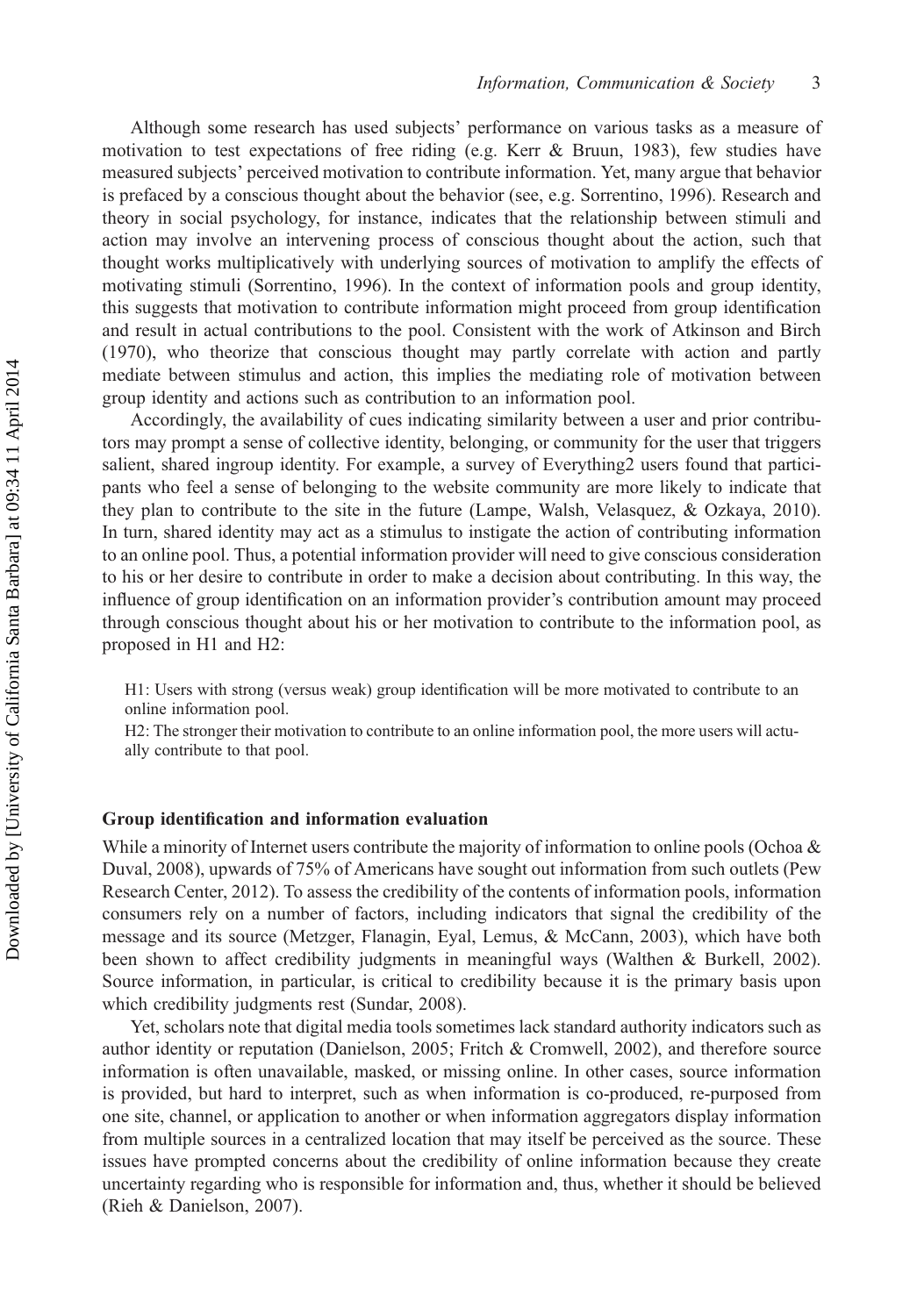Although some research has used subjects' performance on various tasks as a measure of motivation to test expectations of free riding (e.g. Kerr & Bruun, 1983), few studies have measured subjects' perceived motivation to contribute information. Yet, many argue that behavior is prefaced by a conscious thought about the behavior (see, e.g. Sorrentino, 1996). Research and theory in social psychology, for instance, indicates that the relationship between stimuli and action may involve an intervening process of conscious thought about the action, such that thought works multiplicatively with underlying sources of motivation to amplify the effects of motivating stimuli (Sorrentino, 1996). In the context of information pools and group identity, this suggests that motivation to contribute information might proceed from group identification and result in actual contributions to the pool. Consistent with the work of Atkinson and Birch (1970), who theorize that conscious thought may partly correlate with action and partly mediate between stimulus and action, this implies the mediating role of motivation between group identity and actions such as contribution to an information pool.

Accordingly, the availability of cues indicating similarity between a user and prior contributors may prompt a sense of collective identity, belonging, or community for the user that triggers salient, shared ingroup identity. For example, a survey of Everything2 users found that participants who feel a sense of belonging to the website community are more likely to indicate that they plan to contribute to the site in the future (Lampe, Walsh, Velasquez, & Ozkaya, 2010). In turn, shared identity may act as a stimulus to instigate the action of contributing information to an online pool. Thus, a potential information provider will need to give conscious consideration to his or her desire to contribute in order to make a decision about contributing. In this way, the influence of group identification on an information provider's contribution amount may proceed through conscious thought about his or her motivation to contribute to the information pool, as proposed in H1 and H2:

> H1: Users with strong (versus weak) group identification will be more motivated to contribute to an online information pool.
>
> H2: The stronger their motivation to contribute to an online information pool, the more users will actually contribute to that pool.

### Group identification and information evaluation

While a minority of Internet users contribute the majority of information to online pools (Ochoa & Duval, 2008), upwards of 75% of Americans have sought out information from such outlets (Pew Research Center, 2012). To assess the credibility of the contents of information pools, information consumers rely on a number of factors, including indicators that signal the credibility of the message and its source (Metzger, Flanagin, Eyal, Lemus, & McCann, 2003), which have both been shown to affect credibility judgments in meaningful ways (Walthen & Burkell, 2002). Source information, in particular, is critical to credibility because it is the primary basis upon which credibility judgments rest (Sundar, 2008).

Yet, scholars note that digital media tools sometimes lack standard authority indicators such as author identity or reputation (Danielson, 2005; Fritch & Cromwell, 2002), and therefore source information is often unavailable, masked, or missing online. In other cases, source information is provided, but hard to interpret, such as when information is co-produced, re-purposed from one site, channel, or application to another or when information aggregators display information from multiple sources in a centralized location that may itself be perceived as the source. These issues have prompted concerns about the credibility of online information because they create uncertainty regarding who is responsible for information and, thus, whether it should be believed (Rieh & Danielson, 2007).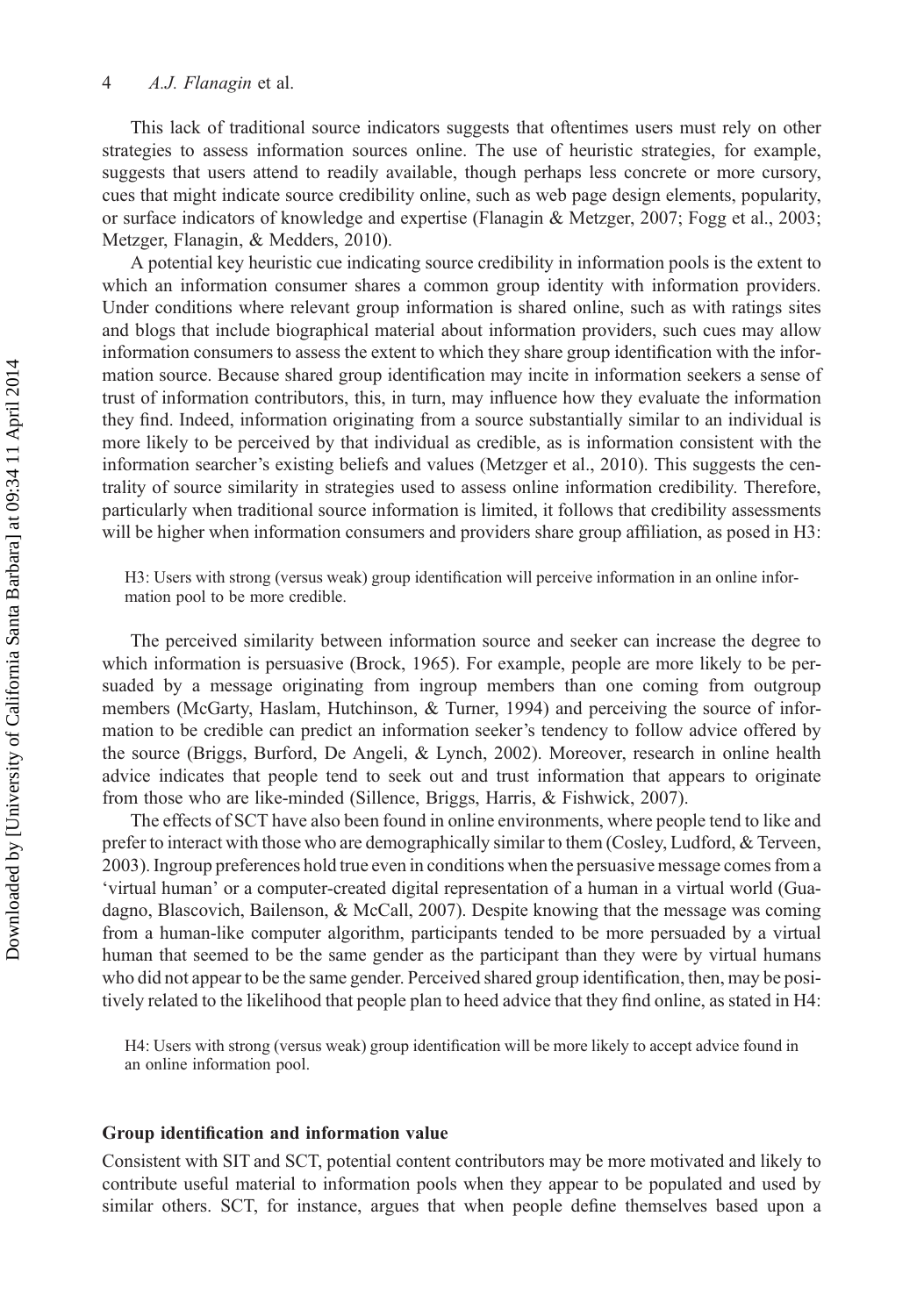This lack of traditional source indicators suggests that oftentimes users must rely on other strategies to assess information sources online. The use of heuristic strategies, for example, suggests that users attend to readily available, though perhaps less concrete or more cursory, cues that might indicate source credibility online, such as web page design elements, popularity, or surface indicators of knowledge and expertise (Flanagin & Metzger, 2007; Fogg et al., 2003; Metzger, Flanagin, & Medders, 2010).

A potential key heuristic cue indicating source credibility in information pools is the extent to which an information consumer shares a common group identity with information providers. Under conditions where relevant group information is shared online, such as with ratings sites and blogs that include biographical material about information providers, such cues may allow information consumers to assess the extent to which they share group identification with the information source. Because shared group identification may incite in information seekers a sense of trust of information contributors, this, in turn, may influence how they evaluate the information they find. Indeed, information originating from a source substantially similar to an individual is more likely to be perceived by that individual as credible, as is information consistent with the information searcher's existing beliefs and values (Metzger et al., 2010). This suggests the centrality of source similarity in strategies used to assess online information credibility. Therefore, particularly when traditional source information is limited, it follows that credibility assessments will be higher when information consumers and providers share group affiliation, as posed in H3:

> H3: Users with strong (versus weak) group identification will perceive information in an online information pool to be more credible.

The perceived similarity between information source and seeker can increase the degree to which information is persuasive (Brock, 1965). For example, people are more likely to be persuaded by a message originating from ingroup members than one coming from outgroup members (McGarty, Haslam, Hutchinson, & Turner, 1994) and perceiving the source of information to be credible can predict an information seeker's tendency to follow advice offered by the source (Briggs, Burford, De Angeli, & Lynch, 2002). Moreover, research in online health advice indicates that people tend to seek out and trust information that appears to originate from those who are like-minded (Sillence, Briggs, Harris, & Fishwick, 2007).

The effects of SCT have also been found in online environments, where people tend to like and prefer to interact with those who are demographically similar to them (Cosley, Ludford, & Terveen, 2003). Ingroup preferences hold true even in conditions when the persuasive message comes from a 'virtual human' or a computer-created digital representation of a human in a virtual world (Guadagno, Blascovich, Bailenson, & McCall, 2007). Despite knowing that the message was coming from a human-like computer algorithm, participants tended to be more persuaded by a virtual human that seemed to be the same gender as the participant than they were by virtual humans who did not appear to be the same gender. Perceived shared group identification, then, may be positively related to the likelihood that people plan to heed advice that they find online, as stated in H4:

> H4: Users with strong (versus weak) group identification will be more likely to accept advice found in an online information pool.

### Group identification and information value

Consistent with SIT and SCT, potential content contributors may be more motivated and likely to contribute useful material to information pools when they appear to be populated and used by similar others. SCT, for instance, argues that when people define themselves based upon a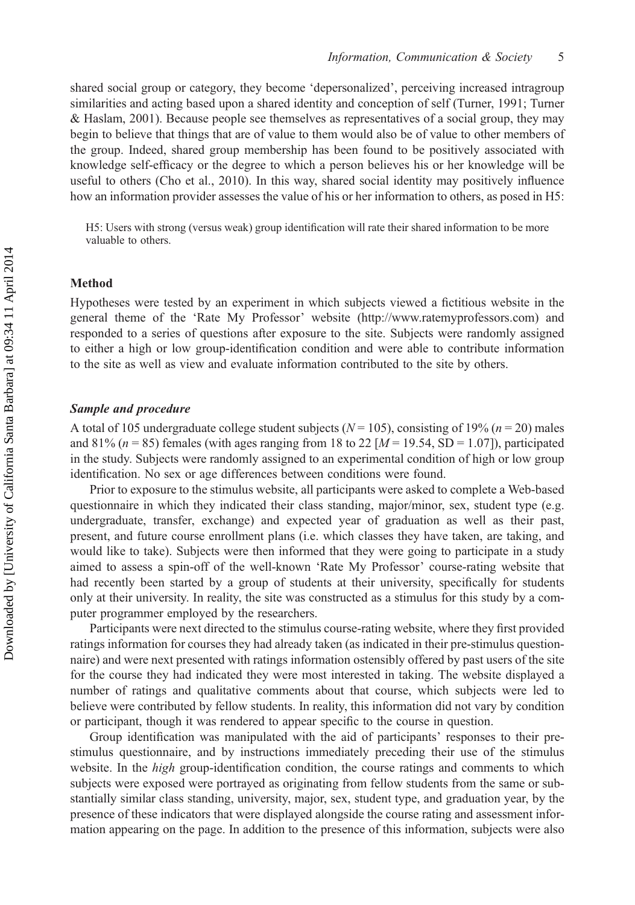shared social group or category, they become 'depersonalized', perceiving increased intragroup similarities and acting based upon a shared identity and conception of self (Turner, 1991; Turner & Haslam, 2001). Because people see themselves as representatives of a social group, they may begin to believe that things that are of value to them would also be of value to other members of the group. Indeed, shared group membership has been found to be positively associated with knowledge self-efficacy or the degree to which a person believes his or her knowledge will be useful to others (Cho et al., 2010). In this way, shared social identity may positively influence how an information provider assesses the value of his or her information to others, as posed in H5:

> H5: Users with strong (versus weak) group identification will rate their shared information to be more valuable to others.

## Method

Hypotheses were tested by an experiment in which subjects viewed a fictitious website in the general theme of the 'Rate My Professor' website (http://www.ratemyprofessors.com) and responded to a series of questions after exposure to the site. Subjects were randomly assigned to either a high or low group-identification condition and were able to contribute information to the site as well as view and evaluate information contributed to the site by others.

### *Sample and procedure*

A total of 105 undergraduate college student subjects ($N = 105$), consisting of 19% ($n = 20$) males and 81% ($n = 85$) females (with ages ranging from 18 to 22 [$M = 19.54$, SD = 1.07]), participated in the study. Subjects were randomly assigned to an experimental condition of high or low group identification. No sex or age differences between conditions were found.

Prior to exposure to the stimulus website, all participants were asked to complete a Web-based questionnaire in which they indicated their class standing, major/minor, sex, student type (e.g. undergraduate, transfer, exchange) and expected year of graduation as well as their past, present, and future course enrollment plans (i.e. which classes they have taken, are taking, and would like to take). Subjects were then informed that they were going to participate in a study aimed to assess a spin-off of the well-known 'Rate My Professor' course-rating website that had recently been started by a group of students at their university, specifically for students only at their university. In reality, the site was constructed as a stimulus for this study by a computer programmer employed by the researchers.

Participants were next directed to the stimulus course-rating website, where they first provided ratings information for courses they had already taken (as indicated in their pre-stimulus questionnaire) and were next presented with ratings information ostensibly offered by past users of the site for the course they had indicated they were most interested in taking. The website displayed a number of ratings and qualitative comments about that course, which subjects were led to believe were contributed by fellow students. In reality, this information did not vary by condition or participant, though it was rendered to appear specific to the course in question.

Group identification was manipulated with the aid of participants' responses to their pre-stimulus questionnaire, and by instructions immediately preceding their use of the stimulus website. In the *high* group-identification condition, the course ratings and comments to which subjects were exposed were portrayed as originating from fellow students from the same or substantially similar class standing, university, major, sex, student type, and graduation year, by the presence of these indicators that were displayed alongside the course rating and assessment information appearing on the page. In addition to the presence of this information, subjects were also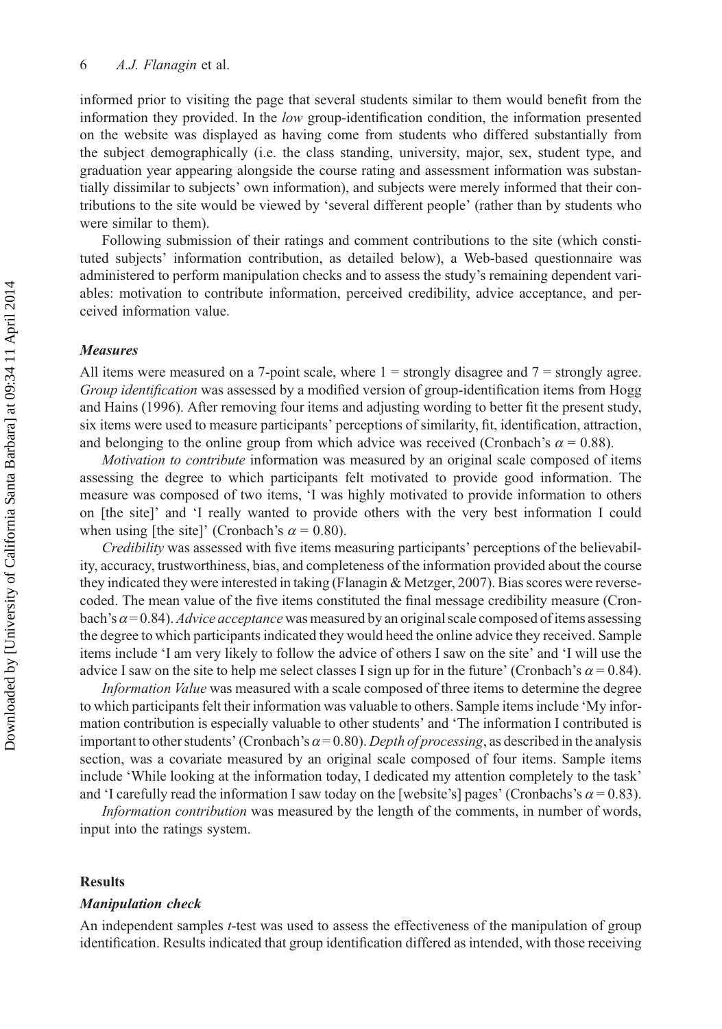informed prior to visiting the page that several students similar to them would benefit from the information they provided. In the *low* group-identification condition, the information presented on the website was displayed as having come from students who differed substantially from the subject demographically (i.e. the class standing, university, major, sex, student type, and graduation year appearing alongside the course rating and assessment information was substantially dissimilar to subjects' own information), and subjects were merely informed that their contributions to the site would be viewed by 'several different people' (rather than by students who were similar to them).

Following submission of their ratings and comment contributions to the site (which constituted subjects' information contribution, as detailed below), a Web-based questionnaire was administered to perform manipulation checks and to assess the study's remaining dependent variables: motivation to contribute information, perceived credibility, advice acceptance, and perceived information value.

### *Measures*

All items were measured on a 7-point scale, where 1 = strongly disagree and 7 = strongly agree. *Group identification* was assessed by a modified version of group-identification items from Hogg and Hains (1996). After removing four items and adjusting wording to better fit the present study, six items were used to measure participants' perceptions of similarity, fit, identification, attraction, and belonging to the online group from which advice was received (Cronbach's $\alpha = 0.88$).

*Motivation to contribute* information was measured by an original scale composed of items assessing the degree to which participants felt motivated to provide good information. The measure was composed of two items, 'I was highly motivated to provide information to others on [the site]' and 'I really wanted to provide others with the very best information I could when using [the site]' (Cronbach's $\alpha = 0.80$).

*Credibility* was assessed with five items measuring participants' perceptions of the believability, accuracy, trustworthiness, bias, and completeness of the information provided about the course they indicated they were interested in taking (Flanagin & Metzger, 2007). Bias scores were reverse-coded. The mean value of the five items constituted the final message credibility measure (Cronbach's $\alpha = 0.84$). *Advice acceptance* was measured by an original scale composed of items assessing the degree to which participants indicated they would heed the online advice they received. Sample items include 'I am very likely to follow the advice of others I saw on the site' and 'I will use the advice I saw on the site to help me select classes I sign up for in the future' (Cronbach's $\alpha = 0.84$).

*Information Value* was measured with a scale composed of three items to determine the degree to which participants felt their information was valuable to others. Sample items include 'My information contribution is especially valuable to other students' and 'The information I contributed is important to other students' (Cronbach's $\alpha = 0.80$). *Depth of processing*, as described in the analysis section, was a covariate measured by an original scale composed of four items. Sample items include 'While looking at the information today, I dedicated my attention completely to the task' and 'I carefully read the information I saw today on the [website's] pages' (Cronbachs's $\alpha = 0.83$).

*Information contribution* was measured by the length of the comments, in number of words, input into the ratings system.

## Results

### *Manipulation check*

An independent samples *t*-test was used to assess the effectiveness of the manipulation of group identification. Results indicated that group identification differed as intended, with those receiving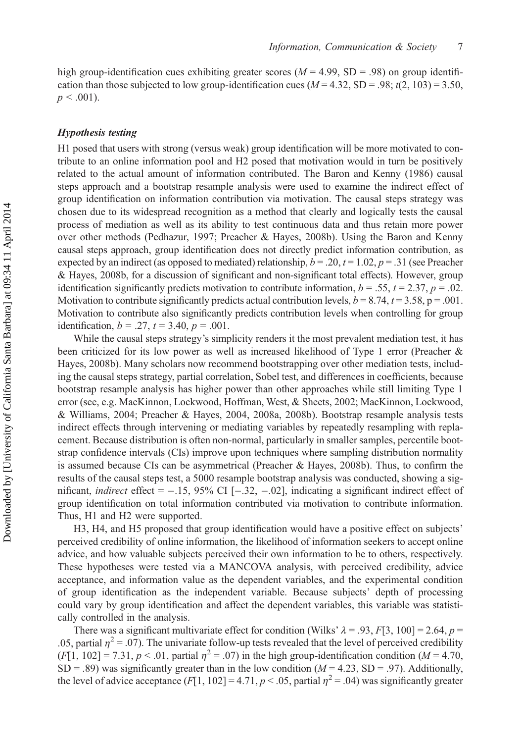high group-identification cues exhibiting greater scores ($M = 4.99$, SD = .98) on group identification than those subjected to low group-identification cues ($M = 4.32$, SD = .98; $t(2, 103) = 3.50$, $p < .001$).

### *Hypothesis testing*

H1 posed that users with strong (versus weak) group identification will be more motivated to contribute to an online information pool and H2 posed that motivation would in turn be positively related to the actual amount of information contributed. The Baron and Kenny (1986) causal steps approach and a bootstrap resample analysis were used to examine the indirect effect of group identification on information contribution via motivation. The causal steps strategy was chosen due to its widespread recognition as a method that clearly and logically tests the causal process of mediation as well as its ability to test continuous data and thus retain more power over other methods (Pedhazur, 1997; Preacher & Hayes, 2008b). Using the Baron and Kenny causal steps approach, group identification does not directly predict information contribution, as expected by an indirect (as opposed to mediated) relationship, $b = .20$, $t = 1.02$, $p = .31$ (see Preacher & Hayes, 2008b, for a discussion of significant and non-significant total effects). However, group identification significantly predicts motivation to contribute information, $b = .55$, $t = 2.37$, $p = .02$. Motivation to contribute significantly predicts actual contribution levels, $b = 8.74$, $t = 3.58$, p = .001. Motivation to contribute also significantly predicts contribution levels when controlling for group identification, $b = .27$, $t = 3.40$, $p = .001$.

While the causal steps strategy's simplicity renders it the most prevalent mediation test, it has been criticized for its low power as well as increased likelihood of Type 1 error (Preacher & Hayes, 2008b). Many scholars now recommend bootstrapping over other mediation tests, including the causal steps strategy, partial correlation, Sobel test, and differences in coefficients, because bootstrap resample analysis has higher power than other approaches while still limiting Type 1 error (see, e.g. MacKinnon, Lockwood, Hoffman, West, & Sheets, 2002; MacKinnon, Lockwood, & Williams, 2004; Preacher & Hayes, 2004, 2008a, 2008b). Bootstrap resample analysis tests indirect effects through intervening or mediating variables by repeatedly resampling with replacement. Because distribution is often non-normal, particularly in smaller samples, percentile bootstrap confidence intervals (CIs) improve upon techniques where sampling distribution normality is assumed because CIs can be asymmetrical (Preacher & Hayes, 2008b). Thus, to confirm the results of the causal steps test, a 5000 resample bootstrap analysis was conducted, showing a significant, *indirect* effect = −.15, 95% CI [−.32, −.02], indicating a significant indirect effect of group identification on total information contributed via motivation to contribute information. Thus, H1 and H2 were supported.

H3, H4, and H5 proposed that group identification would have a positive effect on subjects' perceived credibility of online information, the likelihood of information seekers to accept online advice, and how valuable subjects perceived their own information to be to others, respectively. These hypotheses were tested via a MANCOVA analysis, with perceived credibility, advice acceptance, and information value as the dependent variables, and the experimental condition of group identification as the independent variable. Because subjects' depth of processing could vary by group identification and affect the dependent variables, this variable was statistically controlled in the analysis.

There was a significant multivariate effect for condition (Wilks' $\lambda = .93$, $F[3, 100] = 2.64$, $p = .05$, partial $\eta^2 = .07$). The univariate follow-up tests revealed that the level of perceived credibility ($F[1, 102] = 7.31$, $p < .01$, partial $\eta^2 = .07$) in the high group-identification condition ($M = 4.70$, SD = .89) was significantly greater than in the low condition ($M = 4.23$, SD = .97). Additionally, the level of advice acceptance ($F[1, 102] = 4.71$, $p < .05$, partial $\eta^2 = .04$) was significantly greater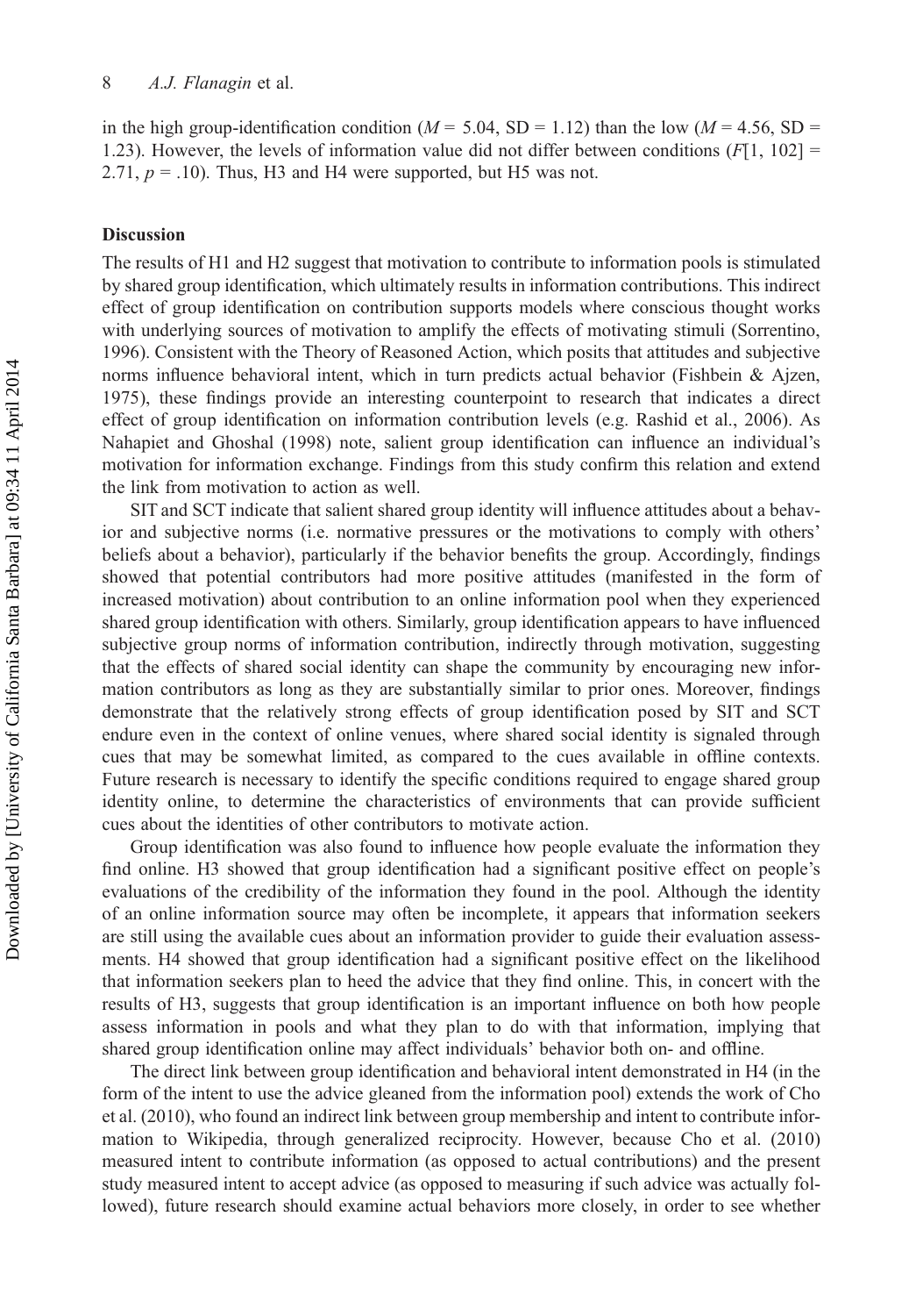in the high group-identification condition ($M = 5.04$, $SD = 1.12$) than the low ($M = 4.56$, $SD = 1.23$). However, the levels of information value did not differ between conditions ($F[1, 102] = 2.71$, $p = .10$). Thus, H3 and H4 were supported, but H5 was not.

## Discussion

The results of H1 and H2 suggest that motivation to contribute to information pools is stimulated by shared group identification, which ultimately results in information contributions. This indirect effect of group identification on contribution supports models where conscious thought works with underlying sources of motivation to amplify the effects of motivating stimuli (Sorrentino, 1996). Consistent with the Theory of Reasoned Action, which posits that attitudes and subjective norms influence behavioral intent, which in turn predicts actual behavior (Fishbein & Ajzen, 1975), these findings provide an interesting counterpoint to research that indicates a direct effect of group identification on information contribution levels (e.g. Rashid et al., 2006). As Nahapiet and Ghoshal (1998) note, salient group identification can influence an individual's motivation for information exchange. Findings from this study confirm this relation and extend the link from motivation to action as well.

SIT and SCT indicate that salient shared group identity will influence attitudes about a behavior and subjective norms (i.e. normative pressures or the motivations to comply with others' beliefs about a behavior), particularly if the behavior benefits the group. Accordingly, findings showed that potential contributors had more positive attitudes (manifested in the form of increased motivation) about contribution to an online information pool when they experienced shared group identification with others. Similarly, group identification appears to have influenced subjective group norms of information contribution, indirectly through motivation, suggesting that the effects of shared social identity can shape the community by encouraging new information contributors as long as they are substantially similar to prior ones. Moreover, findings demonstrate that the relatively strong effects of group identification posed by SIT and SCT endure even in the context of online venues, where shared social identity is signaled through cues that may be somewhat limited, as compared to the cues available in offline contexts. Future research is necessary to identify the specific conditions required to engage shared group identity online, to determine the characteristics of environments that can provide sufficient cues about the identities of other contributors to motivate action.

Group identification was also found to influence how people evaluate the information they find online. H3 showed that group identification had a significant positive effect on people's evaluations of the credibility of the information they found in the pool. Although the identity of an online information source may often be incomplete, it appears that information seekers are still using the available cues about an information provider to guide their evaluation assessments. H4 showed that group identification had a significant positive effect on the likelihood that information seekers plan to heed the advice that they find online. This, in concert with the results of H3, suggests that group identification is an important influence on both how people assess information in pools and what they plan to do with that information, implying that shared group identification online may affect individuals' behavior both on- and offline.

The direct link between group identification and behavioral intent demonstrated in H4 (in the form of the intent to use the advice gleaned from the information pool) extends the work of Cho et al. (2010), who found an indirect link between group membership and intent to contribute information to Wikipedia, through generalized reciprocity. However, because Cho et al. (2010) measured intent to contribute information (as opposed to actual contributions) and the present study measured intent to accept advice (as opposed to measuring if such advice was actually followed), future research should examine actual behaviors more closely, in order to see whether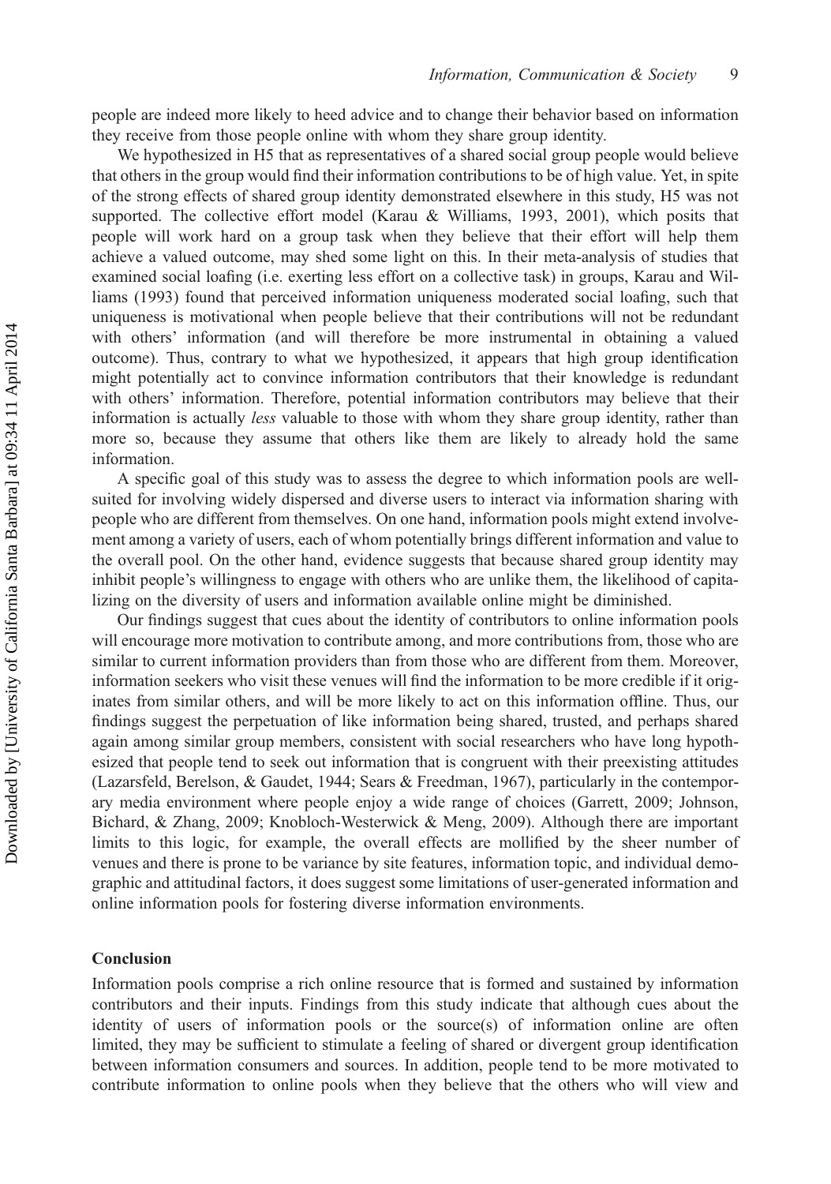people are indeed more likely to heed advice and to change their behavior based on information they receive from those people online with whom they share group identity.

We hypothesized in H5 that as representatives of a shared social group people would believe that others in the group would find their information contributions to be of high value. Yet, in spite of the strong effects of shared group identity demonstrated elsewhere in this study, H5 was not supported. The collective effort model (Karau & Williams, 1993, 2001), which posits that people will work hard on a group task when they believe that their effort will help them achieve a valued outcome, may shed some light on this. In their meta-analysis of studies that examined social loafing (i.e. exerting less effort on a collective task) in groups, Karau and Williams (1993) found that perceived information uniqueness moderated social loafing, such that uniqueness is motivational when people believe that their contributions will not be redundant with others' information (and will therefore be more instrumental in obtaining a valued outcome). Thus, contrary to what we hypothesized, it appears that high group identification might potentially act to convince information contributors that their knowledge is redundant with others' information. Therefore, potential information contributors may believe that their information is actually *less* valuable to those with whom they share group identity, rather than more so, because they assume that others like them are likely to already hold the same information.

A specific goal of this study was to assess the degree to which information pools are well-suited for involving widely dispersed and diverse users to interact via information sharing with people who are different from themselves. On one hand, information pools might extend involvement among a variety of users, each of whom potentially brings different information and value to the overall pool. On the other hand, evidence suggests that because shared group identity may inhibit people's willingness to engage with others who are unlike them, the likelihood of capitalizing on the diversity of users and information available online might be diminished.

Our findings suggest that cues about the identity of contributors to online information pools will encourage more motivation to contribute among, and more contributions from, those who are similar to current information providers than from those who are different from them. Moreover, information seekers who visit these venues will find the information to be more credible if it originates from similar others, and will be more likely to act on this information offline. Thus, our findings suggest the perpetuation of like information being shared, trusted, and perhaps shared again among similar group members, consistent with social researchers who have long hypothesized that people tend to seek out information that is congruent with their preexisting attitudes (Lazarsfeld, Berelson, & Gaudet, 1944; Sears & Freedman, 1967), particularly in the contemporary media environment where people enjoy a wide range of choices (Garrett, 2009; Johnson, Bichard, & Zhang, 2009; Knobloch-Westerwick & Meng, 2009). Although there are important limits to this logic, for example, the overall effects are mollified by the sheer number of venues and there is prone to be variance by site features, information topic, and individual demographic and attitudinal factors, it does suggest some limitations of user-generated information and online information pools for fostering diverse information environments.

## Conclusion

Information pools comprise a rich online resource that is formed and sustained by information contributors and their inputs. Findings from this study indicate that although cues about the identity of users of information pools or the source(s) of information online are often limited, they may be sufficient to stimulate a feeling of shared or divergent group identification between information consumers and sources. In addition, people tend to be more motivated to contribute information to online pools when they believe that the others who will view and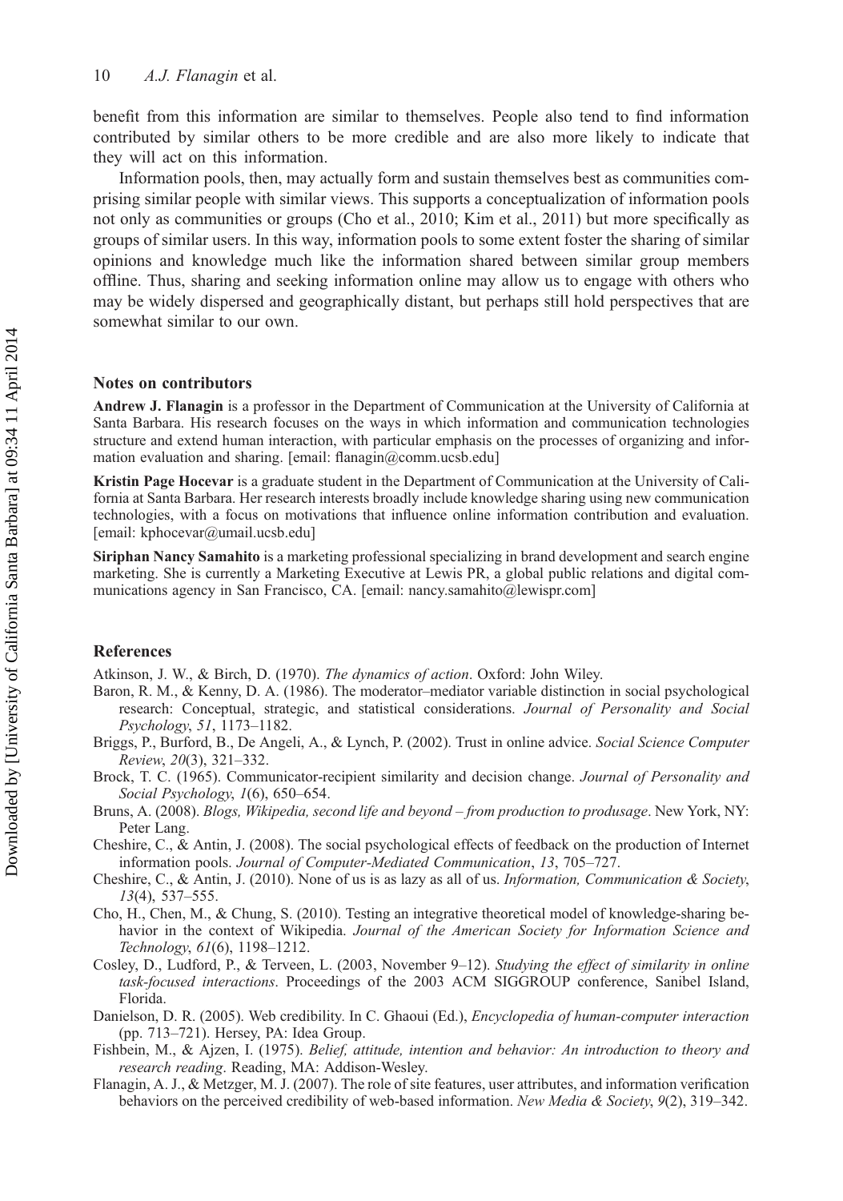benefit from this information are similar to themselves. People also tend to find information contributed by similar others to be more credible and are also more likely to indicate that they will act on this information.

Information pools, then, may actually form and sustain themselves best as communities comprising similar people with similar views. This supports a conceptualization of information pools not only as communities or groups (Cho et al., 2010; Kim et al., 2011) but more specifically as groups of similar users. In this way, information pools to some extent foster the sharing of similar opinions and knowledge much like the information shared between similar group members offline. Thus, sharing and seeking information online may allow us to engage with others who may be widely dispersed and geographically distant, but perhaps still hold perspectives that are somewhat similar to our own.

## Notes on contributors

**Andrew J. Flanagin** is a professor in the Department of Communication at the University of California at Santa Barbara. His research focuses on the ways in which information and communication technologies structure and extend human interaction, with particular emphasis on the processes of organizing and information evaluation and sharing. [email: flanagin@comm.ucsb.edu]

**Kristin Page Hocevar** is a graduate student in the Department of Communication at the University of California at Santa Barbara. Her research interests broadly include knowledge sharing using new communication technologies, with a focus on motivations that influence online information contribution and evaluation. [email: kphocevar@umail.ucsb.edu]

**Siriphan Nancy Samahito** is a marketing professional specializing in brand development and search engine marketing. She is currently a Marketing Executive at Lewis PR, a global public relations and digital communications agency in San Francisco, CA. [email: nancy.samahito@lewispr.com]

## References

Atkinson, J. W., & Birch, D. (1970). *The dynamics of action*. Oxford: John Wiley.

Baron, R. M., & Kenny, D. A. (1986). The moderator–mediator variable distinction in social psychological research: Conceptual, strategic, and statistical considerations. *Journal of Personality and Social Psychology*, *51*, 1173–1182.

Briggs, P., Burford, B., De Angeli, A., & Lynch, P. (2002). Trust in online advice. *Social Science Computer Review*, *20*(3), 321–332.

Brock, T. C. (1965). Communicator-recipient similarity and decision change. *Journal of Personality and Social Psychology*, *1*(6), 650–654.

Bruns, A. (2008). *Blogs, Wikipedia, second life and beyond – from production to produsage*. New York, NY: Peter Lang.

Cheshire, C., & Antin, J. (2008). The social psychological effects of feedback on the production of Internet information pools. *Journal of Computer-Mediated Communication*, *13*, 705–727.

Cheshire, C., & Antin, J. (2010). None of us is as lazy as all of us. *Information, Communication & Society*, *13*(4), 537–555.

Cho, H., Chen, M., & Chung, S. (2010). Testing an integrative theoretical model of knowledge-sharing behavior in the context of Wikipedia. *Journal of the American Society for Information Science and Technology*, *61*(6), 1198–1212.

Cosley, D., Ludford, P., & Terveen, L. (2003, November 9–12). *Studying the effect of similarity in online task-focused interactions*. Proceedings of the 2003 ACM SIGGROUP conference, Sanibel Island, Florida.

Danielson, D. R. (2005). Web credibility. In C. Ghaoui (Ed.), *Encyclopedia of human-computer interaction* (pp. 713–721). Hersey, PA: Idea Group.

Fishbein, M., & Ajzen, I. (1975). *Belief, attitude, intention and behavior: An introduction to theory and research reading*. Reading, MA: Addison-Wesley.

Flanagin, A. J., & Metzger, M. J. (2007). The role of site features, user attributes, and information verification behaviors on the perceived credibility of web-based information. *New Media & Society*, *9*(2), 319–342.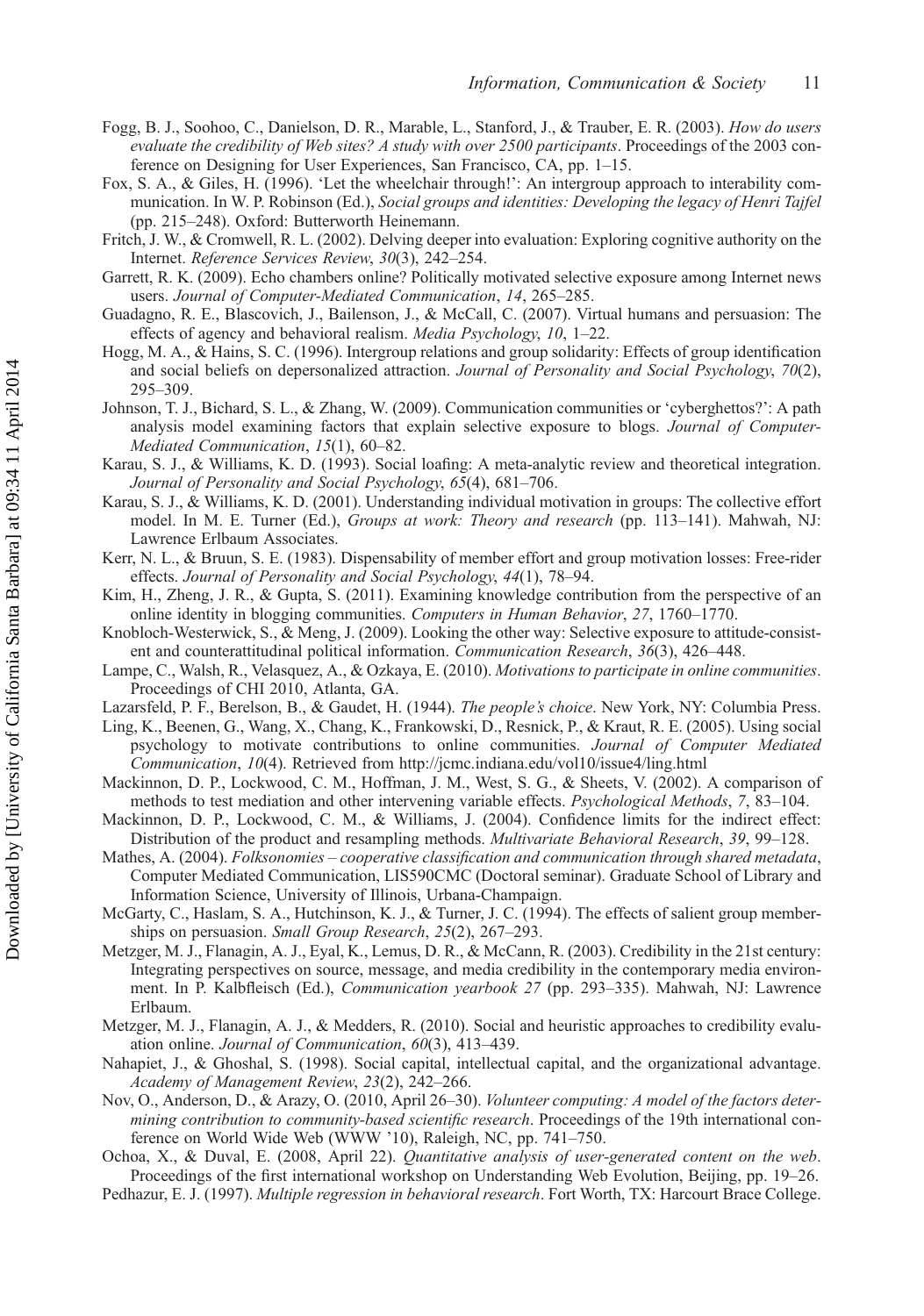Fogg, B. J., Soohoo, C., Danielson, D. R., Marable, L., Stanford, J., & Trauber, E. R. (2003). *How do users evaluate the credibility of Web sites? A study with over 2500 participants*. Proceedings of the 2003 conference on Designing for User Experiences, San Francisco, CA, pp. 1–15.

Fox, S. A., & Giles, H. (1996). 'Let the wheelchair through!': An intergroup approach to interability communication. In W. P. Robinson (Ed.), *Social groups and identities: Developing the legacy of Henri Tajfel* (pp. 215–248). Oxford: Butterworth Heinemann.

Fritch, J. W., & Cromwell, R. L. (2002). Delving deeper into evaluation: Exploring cognitive authority on the Internet. *Reference Services Review*, *30*(3), 242–254.

Garrett, R. K. (2009). Echo chambers online? Politically motivated selective exposure among Internet news users. *Journal of Computer-Mediated Communication*, *14*, 265–285.

Guadagno, R. E., Blascovich, J., Bailenson, J., & McCall, C. (2007). Virtual humans and persuasion: The effects of agency and behavioral realism. *Media Psychology*, *10*, 1–22.

Hogg, M. A., & Hains, S. C. (1996). Intergroup relations and group solidarity: Effects of group identification and social beliefs on depersonalized attraction. *Journal of Personality and Social Psychology*, *70*(2), 295–309.

Johnson, T. J., Bichard, S. L., & Zhang, W. (2009). Communication communities or 'cyberghettos?': A path analysis model examining factors that explain selective exposure to blogs. *Journal of Computer-Mediated Communication*, *15*(1), 60–82.

Karau, S. J., & Williams, K. D. (1993). Social loafing: A meta-analytic review and theoretical integration. *Journal of Personality and Social Psychology*, *65*(4), 681–706.

Karau, S. J., & Williams, K. D. (2001). Understanding individual motivation in groups: The collective effort model. In M. E. Turner (Ed.), *Groups at work: Theory and research* (pp. 113–141). Mahwah, NJ: Lawrence Erlbaum Associates.

Kerr, N. L., & Bruun, S. E. (1983). Dispensability of member effort and group motivation losses: Free-rider effects. *Journal of Personality and Social Psychology*, *44*(1), 78–94.

Kim, H., Zheng, J. R., & Gupta, S. (2011). Examining knowledge contribution from the perspective of an online identity in blogging communities. *Computers in Human Behavior*, *27*, 1760–1770.

Knobloch-Westerwick, S., & Meng, J. (2009). Looking the other way: Selective exposure to attitude-consistent and counterattitudinal political information. *Communication Research*, *36*(3), 426–448.

Lampe, C., Walsh, R., Velasquez, A., & Ozkaya, E. (2010). *Motivations to participate in online communities*. Proceedings of CHI 2010, Atlanta, GA.

Lazarsfeld, P. F., Berelson, B., & Gaudet, H. (1944). *The people's choice*. New York, NY: Columbia Press.

Ling, K., Beenen, G., Wang, X., Chang, K., Frankowski, D., Resnick, P., & Kraut, R. E. (2005). Using social psychology to motivate contributions to online communities. *Journal of Computer Mediated Communication*, *10*(4). Retrieved from http://jcmc.indiana.edu/vol10/issue4/ling.html

Mackinnon, D. P., Lockwood, C. M., Hoffman, J. M., West, S. G., & Sheets, V. (2002). A comparison of methods to test mediation and other intervening variable effects. *Psychological Methods*, *7*, 83–104.

Mackinnon, D. P., Lockwood, C. M., & Williams, J. (2004). Confidence limits for the indirect effect: Distribution of the product and resampling methods. *Multivariate Behavioral Research*, *39*, 99–128.

Mathes, A. (2004). *Folksonomies – cooperative classification and communication through shared metadata*, Computer Mediated Communication, LIS590CMC (Doctoral seminar). Graduate School of Library and Information Science, University of Illinois, Urbana-Champaign.

McGarty, C., Haslam, S. A., Hutchinson, K. J., & Turner, J. C. (1994). The effects of salient group memberships on persuasion. *Small Group Research*, *25*(2), 267–293.

Metzger, M. J., Flanagin, A. J., Eyal, K., Lemus, D. R., & McCann, R. (2003). Credibility in the 21st century: Integrating perspectives on source, message, and media credibility in the contemporary media environment. In P. Kalbfleisch (Ed.), *Communication yearbook 27* (pp. 293–335). Mahwah, NJ: Lawrence Erlbaum.

Metzger, M. J., Flanagin, A. J., & Medders, R. (2010). Social and heuristic approaches to credibility evaluation online. *Journal of Communication*, *60*(3), 413–439.

Nahapiet, J., & Ghoshal, S. (1998). Social capital, intellectual capital, and the organizational advantage. *Academy of Management Review*, *23*(2), 242–266.

Nov, O., Anderson, D., & Arazy, O. (2010, April 26–30). *Volunteer computing: A model of the factors determining contribution to community-based scientific research*. Proceedings of the 19th international conference on World Wide Web (WWW '10), Raleigh, NC, pp. 741–750.

Ochoa, X., & Duval, E. (2008, April 22). *Quantitative analysis of user-generated content on the web*. Proceedings of the first international workshop on Understanding Web Evolution, Beijing, pp. 19–26.

Pedhazur, E. J. (1997). *Multiple regression in behavioral research*. Fort Worth, TX: Harcourt Brace College.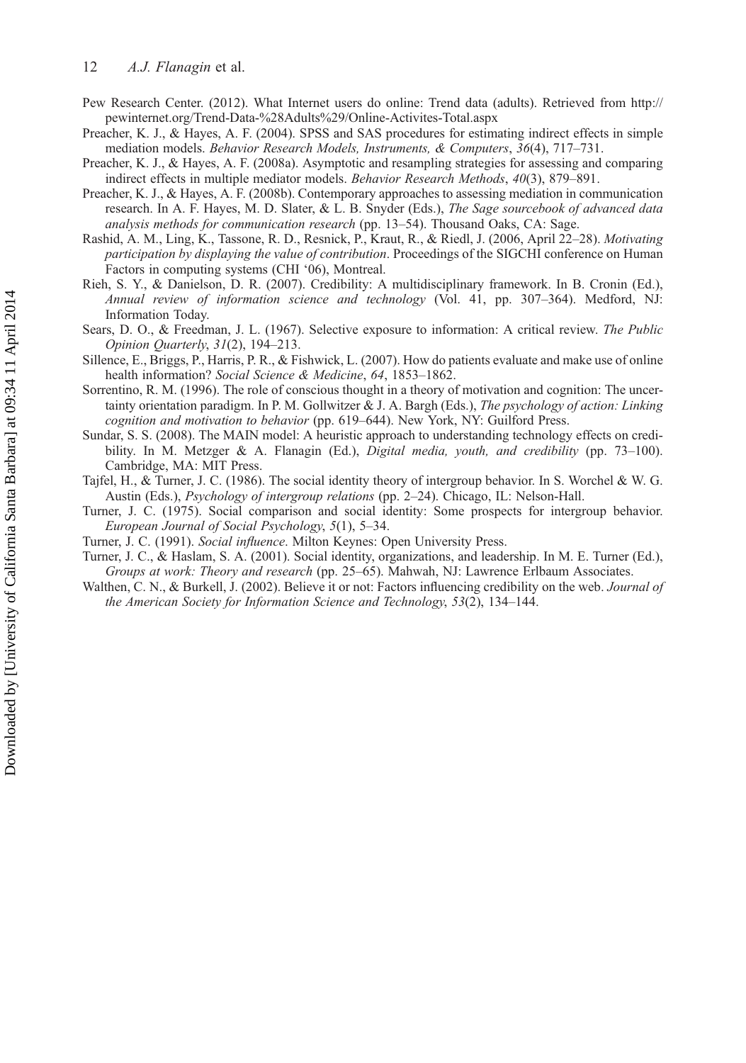Pew Research Center. (2012). What Internet users do online: Trend data (adults). Retrieved from http://pewinternet.org/Trend-Data-%28Adults%29/Online-Activites-Total.aspx

Preacher, K. J., & Hayes, A. F. (2004). SPSS and SAS procedures for estimating indirect effects in simple mediation models. *Behavior Research Models, Instruments, & Computers*, *36*(4), 717–731.

Preacher, K. J., & Hayes, A. F. (2008a). Asymptotic and resampling strategies for assessing and comparing indirect effects in multiple mediator models. *Behavior Research Methods*, *40*(3), 879–891.

Preacher, K. J., & Hayes, A. F. (2008b). Contemporary approaches to assessing mediation in communication research. In A. F. Hayes, M. D. Slater, & L. B. Snyder (Eds.), *The Sage sourcebook of advanced data analysis methods for communication research* (pp. 13–54). Thousand Oaks, CA: Sage.

Rashid, A. M., Ling, K., Tassone, R. D., Resnick, P., Kraut, R., & Riedl, J. (2006, April 22–28). *Motivating participation by displaying the value of contribution*. Proceedings of the SIGCHI conference on Human Factors in computing systems (CHI '06), Montreal.

Rieh, S. Y., & Danielson, D. R. (2007). Credibility: A multidisciplinary framework. In B. Cronin (Ed.), *Annual review of information science and technology* (Vol. 41, pp. 307–364). Medford, NJ: Information Today.

Sears, D. O., & Freedman, J. L. (1967). Selective exposure to information: A critical review. *The Public Opinion Quarterly*, *31*(2), 194–213.

Sillence, E., Briggs, P., Harris, P. R., & Fishwick, L. (2007). How do patients evaluate and make use of online health information? *Social Science & Medicine*, *64*, 1853–1862.

Sorrentino, R. M. (1996). The role of conscious thought in a theory of motivation and cognition: The uncertainty orientation paradigm. In P. M. Gollwitzer & J. A. Bargh (Eds.), *The psychology of action: Linking cognition and motivation to behavior* (pp. 619–644). New York, NY: Guilford Press.

Sundar, S. S. (2008). The MAIN model: A heuristic approach to understanding technology effects on credibility. In M. Metzger & A. Flanagin (Ed.), *Digital media, youth, and credibility* (pp. 73–100). Cambridge, MA: MIT Press.

Tajfel, H., & Turner, J. C. (1986). The social identity theory of intergroup behavior. In S. Worchel & W. G. Austin (Eds.), *Psychology of intergroup relations* (pp. 2–24). Chicago, IL: Nelson-Hall.

Turner, J. C. (1975). Social comparison and social identity: Some prospects for intergroup behavior. *European Journal of Social Psychology*, *5*(1), 5–34.

Turner, J. C. (1991). *Social influence*. Milton Keynes: Open University Press.

Turner, J. C., & Haslam, S. A. (2001). Social identity, organizations, and leadership. In M. E. Turner (Ed.), *Groups at work: Theory and research* (pp. 25–65). Mahwah, NJ: Lawrence Erlbaum Associates.

Walthen, C. N., & Burkell, J. (2002). Believe it or not: Factors influencing credibility on the web. *Journal of the American Society for Information Science and Technology*, *53*(2), 134–144.